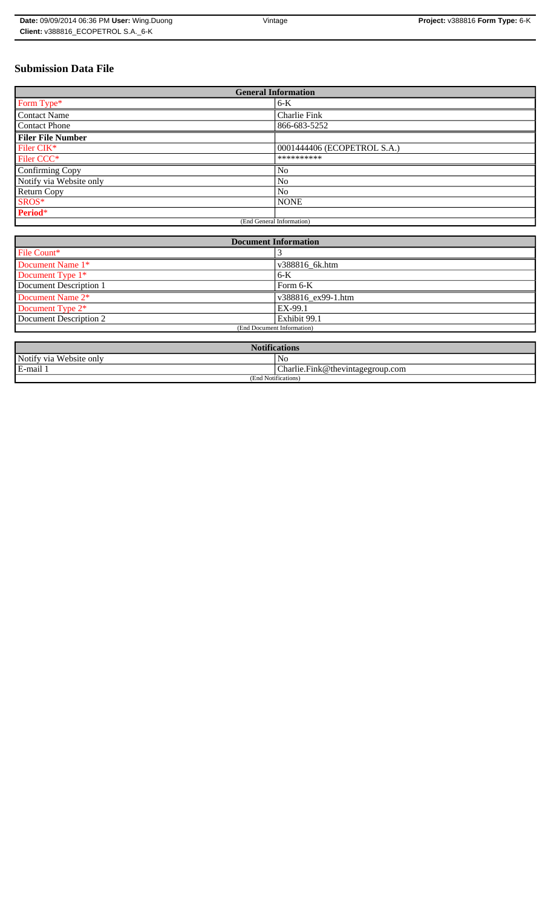# Submission Data File

| General Information | |
|---|---|
| Form Type* | 6-K |
| Contact Name | Charlie Fink |
| Contact Phone | 866-683-5252 |
| **Filer File Number** | |
| Filer CIK* | 0001444406 (ECOPETROL S.A.) |
| Filer CCC* | ********** |
| Confirming Copy | No |
| Notify via Website only | No |
| Return Copy | No |
| SROS* | NONE |
| **Period*** | |
| (End General Information) | |

| Document Information | |
|---|---|
| File Count* | 3 |
| Document Name 1* | v388816_6k.htm |
| Document Type 1* | 6-K |
| Document Description 1 | Form 6-K |
| Document Name 2* | v388816_ex99-1.htm |
| Document Type 2* | EX-99.1 |
| Document Description 2 | Exhibit 99.1 |
| (End Document Information) | |

| Notifications | |
|---|---|
| Notify via Website only | No |
| E-mail 1 | Charlie.Fink@thevintagegroup.com |
| (End Notifications) | |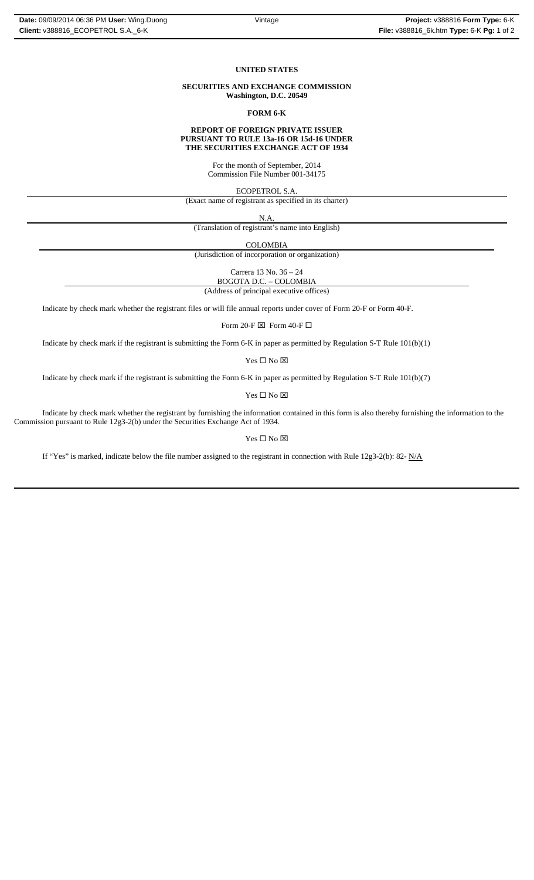UNITED STATES

SECURITIES AND EXCHANGE COMMISSION
Washington, D.C. 20549

FORM 6-K

REPORT OF FOREIGN PRIVATE ISSUER
PURSUANT TO RULE 13a-16 OR 15d-16 UNDER
THE SECURITIES EXCHANGE ACT OF 1934

For the month of September, 2014
Commission File Number 001-34175

ECOPETROL S.A.

(Exact name of registrant as specified in its charter)

N.A.

(Translation of registrant's name into English)

COLOMBIA

(Jurisdiction of incorporation or organization)

Carrera 13 No. 36 – 24
BOGOTA D.C. – COLOMBIA

(Address of principal executive offices)

Indicate by check mark whether the registrant files or will file annual reports under cover of Form 20-F or Form 40-F.

Form 20-F ☒ Form 40-F ☐

Indicate by check mark if the registrant is submitting the Form 6-K in paper as permitted by Regulation S-T Rule 101(b)(1)

Yes ☐ No ☒

Indicate by check mark if the registrant is submitting the Form 6-K in paper as permitted by Regulation S-T Rule 101(b)(7)

Yes ☐ No ☒

Indicate by check mark whether the registrant by furnishing the information contained in this form is also thereby furnishing the information to the Commission pursuant to Rule 12g3-2(b) under the Securities Exchange Act of 1934.

Yes ☐ No ☒

If "Yes" is marked, indicate below the file number assigned to the registrant in connection with Rule 12g3-2(b): 82- N/A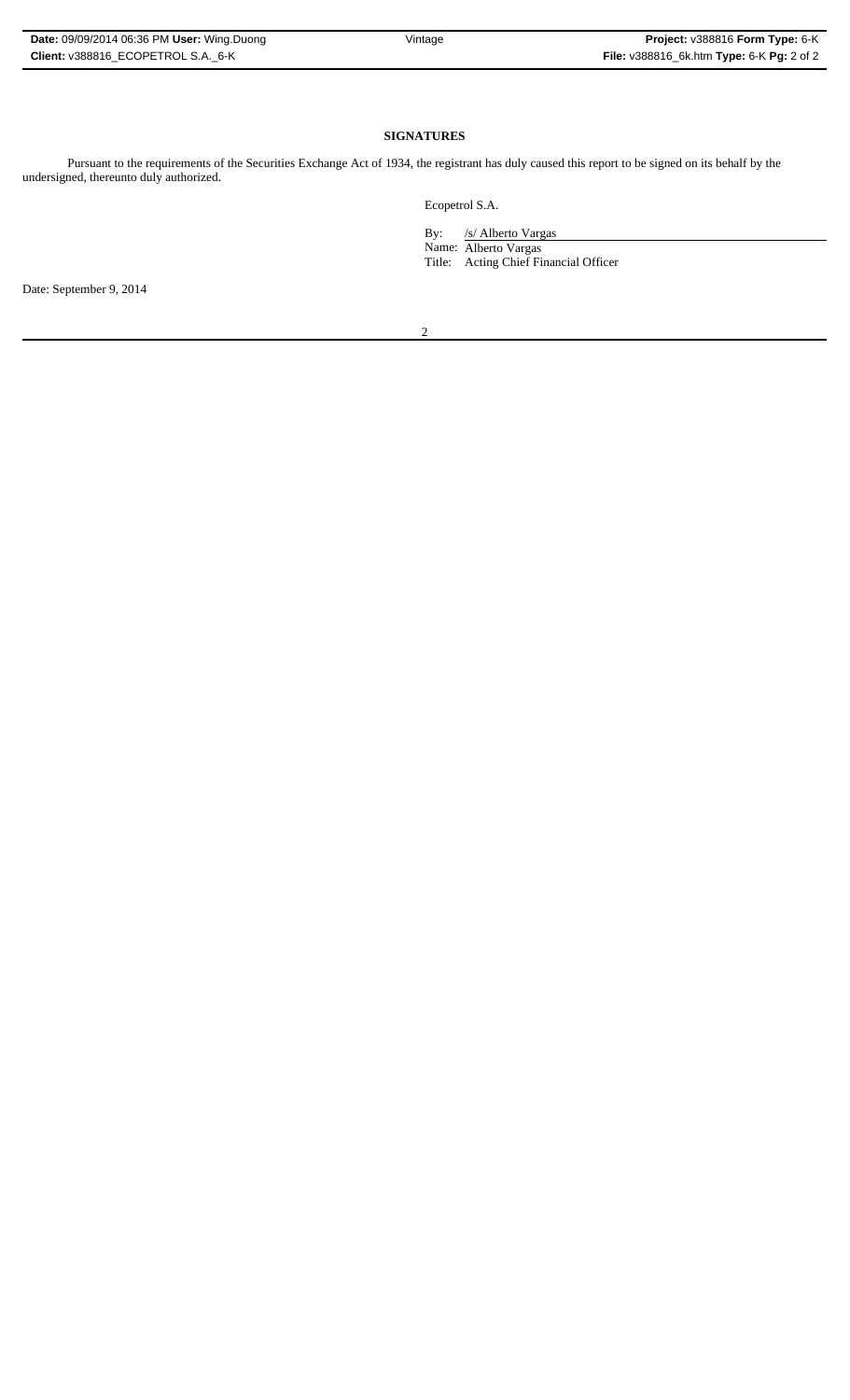**SIGNATURES**

Pursuant to the requirements of the Securities Exchange Act of 1934, the registrant has duly caused this report to be signed on its behalf by the undersigned, thereunto duly authorized.

Ecopetrol S.A.

By: /s/ Alberto Vargas
Name: Alberto Vargas
Title: Acting Chief Financial Officer

Date: September 9, 2014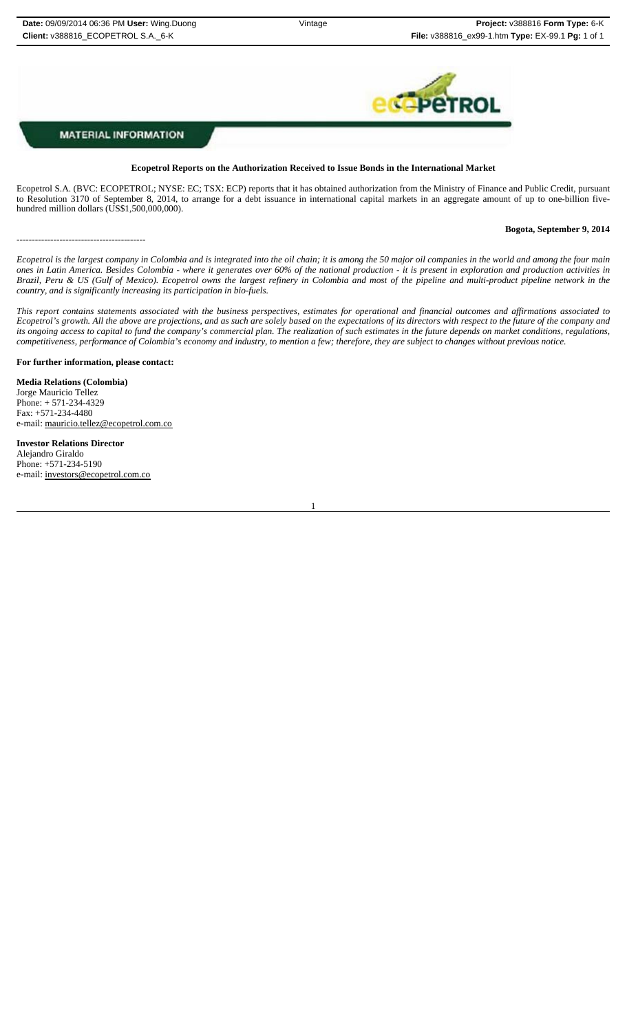**MATERIAL INFORMATION**

**Ecopetrol Reports on the Authorization Received to Issue Bonds in the International Market**

Ecopetrol S.A. (BVC: ECOPETROL; NYSE: EC; TSX: ECP) reports that it has obtained authorization from the Ministry of Finance and Public Credit, pursuant to Resolution 3170 of September 8, 2014, to arrange for a debt issuance in international capital markets in an aggregate amount of up to one-billion five-hundred million dollars (US$1,500,000,000).

**Bogota, September 9, 2014**

------------------------------------------

*Ecopetrol is the largest company in Colombia and is integrated into the oil chain; it is among the 50 major oil companies in the world and among the four main ones in Latin America. Besides Colombia - where it generates over 60% of the national production - it is present in exploration and production activities in Brazil, Peru & US (Gulf of Mexico). Ecopetrol owns the largest refinery in Colombia and most of the pipeline and multi-product pipeline network in the country, and is significantly increasing its participation in bio-fuels.*

*This report contains statements associated with the business perspectives, estimates for operational and financial outcomes and affirmations associated to Ecopetrol's growth. All the above are projections, and as such are solely based on the expectations of its directors with respect to the future of the company and its ongoing access to capital to fund the company's commercial plan. The realization of such estimates in the future depends on market conditions, regulations, competitiveness, performance of Colombia's economy and industry, to mention a few; therefore, they are subject to changes without previous notice.*

**For further information, please contact:**

**Media Relations (Colombia)**
Jorge Mauricio Tellez
Phone: + 571-234-4329
Fax: +571-234-4480
e-mail: mauricio.tellez@ecopetrol.com.co

**Investor Relations Director**
Alejandro Giraldo
Phone: +571-234-5190
e-mail: investors@ecopetrol.com.co